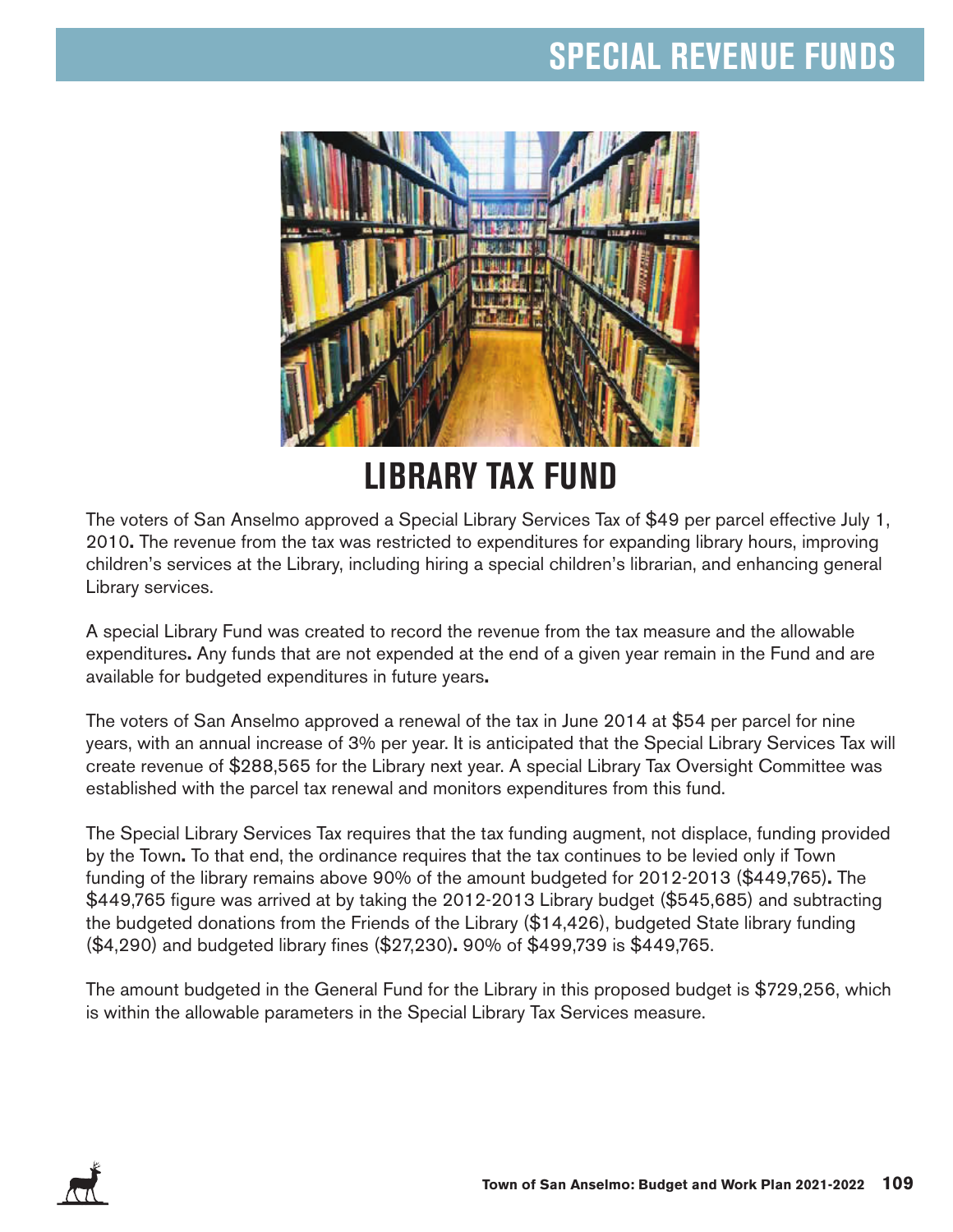// SPECIAL REVENUE FUNDS

# LIBRARY TAX FUND

The voters of San Anselmo approved a Special Library Services Tax of $49 per parcel effective July 1, 2010. The revenue from the tax was restricted to expenditures for expanding library hours, improving children's services at the Library, including hiring a special children's librarian, and enhancing general Library services.

A special Library Fund was created to record the revenue from the tax measure and the allowable expenditures. Any funds that are not expended at the end of a given year remain in the Fund and are available for budgeted expenditures in future years.

The voters of San Anselmo approved a renewal of the tax in June 2014 at $54 per parcel for nine years, with an annual increase of 3% per year. It is anticipated that the Special Library Services Tax will create revenue of $288,565 for the Library next year. A special Library Tax Oversight Committee was established with the parcel tax renewal and monitors expenditures from this fund.

The Special Library Services Tax requires that the tax funding augment, not displace, funding provided by the Town. To that end, the ordinance requires that the tax continues to be levied only if Town funding of the library remains above 90% of the amount budgeted for 2012-2013 ($449,765). The $449,765 figure was arrived at by taking the 2012-2013 Library budget ($545,685) and subtracting the budgeted donations from the Friends of the Library ($14,426), budgeted State library funding ($4,290) and budgeted library fines ($27,230). 90% of $499,739 is $449,765.

The amount budgeted in the General Fund for the Library in this proposed budget is $729,256, which is within the allowable parameters in the Special Library Tax Services measure.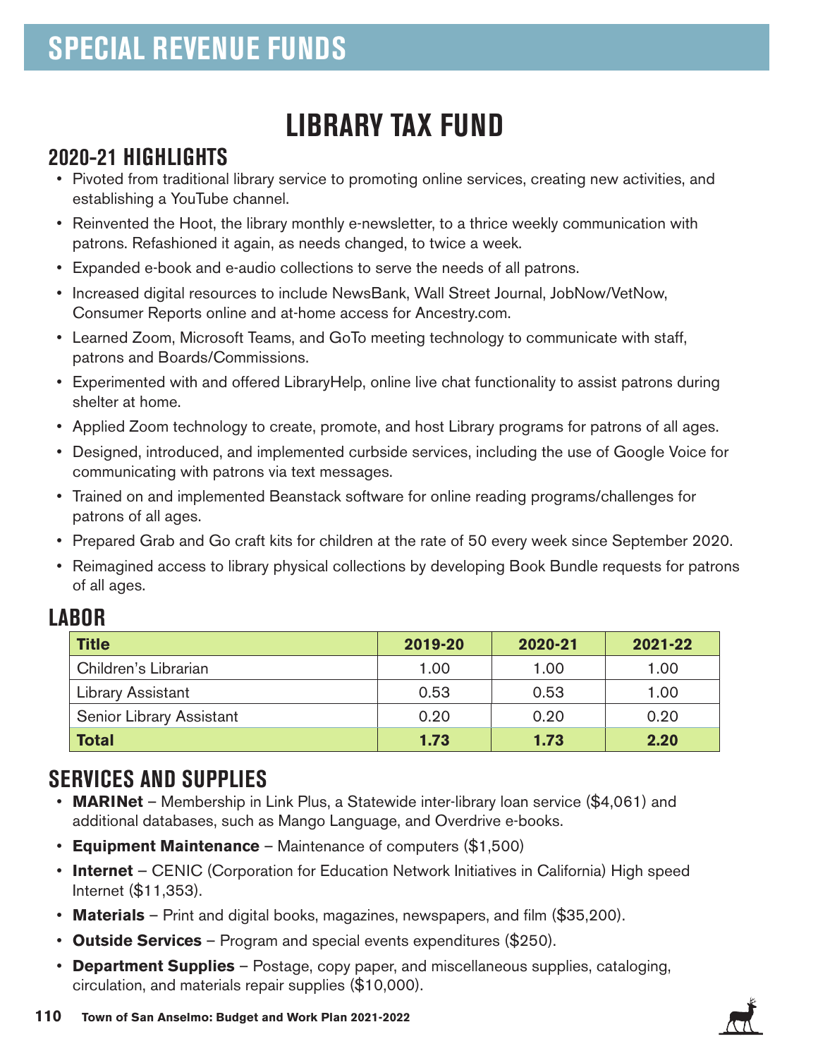# SPECIAL REVENUE FUNDS

## LIBRARY TAX FUND

### 2020-21 HIGHLIGHTS

- Pivoted from traditional library service to promoting online services, creating new activities, and establishing a YouTube channel.
- Reinvented the Hoot, the library monthly e-newsletter, to a thrice weekly communication with patrons. Refashioned it again, as needs changed, to twice a week.
- Expanded e-book and e-audio collections to serve the needs of all patrons.
- Increased digital resources to include NewsBank, Wall Street Journal, JobNow/VetNow, Consumer Reports online and at-home access for Ancestry.com.
- Learned Zoom, Microsoft Teams, and GoTo meeting technology to communicate with staff, patrons and Boards/Commissions.
- Experimented with and offered LibraryHelp, online live chat functionality to assist patrons during shelter at home.
- Applied Zoom technology to create, promote, and host Library programs for patrons of all ages.
- Designed, introduced, and implemented curbside services, including the use of Google Voice for communicating with patrons via text messages.
- Trained on and implemented Beanstack software for online reading programs/challenges for patrons of all ages.
- Prepared Grab and Go craft kits for children at the rate of 50 every week since September 2020.
- Reimagined access to library physical collections by developing Book Bundle requests for patrons of all ages.

### LABOR

| Title | 2019-20 | 2020-21 | 2021-22 |
|---|---|---|---|
| Children's Librarian | 1.00 | 1.00 | 1.00 |
| Library Assistant | 0.53 | 0.53 | 1.00 |
| Senior Library Assistant | 0.20 | 0.20 | 0.20 |
| **Total** | **1.73** | **1.73** | **2.20** |

### SERVICES AND SUPPLIES

- **MARINet** – Membership in Link Plus, a Statewide inter-library loan service ($4,061) and additional databases, such as Mango Language, and Overdrive e-books.
- **Equipment Maintenance** – Maintenance of computers ($1,500)
- **Internet** – CENIC (Corporation for Education Network Initiatives in California) High speed Internet ($11,353).
- **Materials** – Print and digital books, magazines, newspapers, and film ($35,200).
- **Outside Services** – Program and special events expenditures ($250).
- **Department Supplies** – Postage, copy paper, and miscellaneous supplies, cataloging, circulation, and materials repair supplies ($10,000).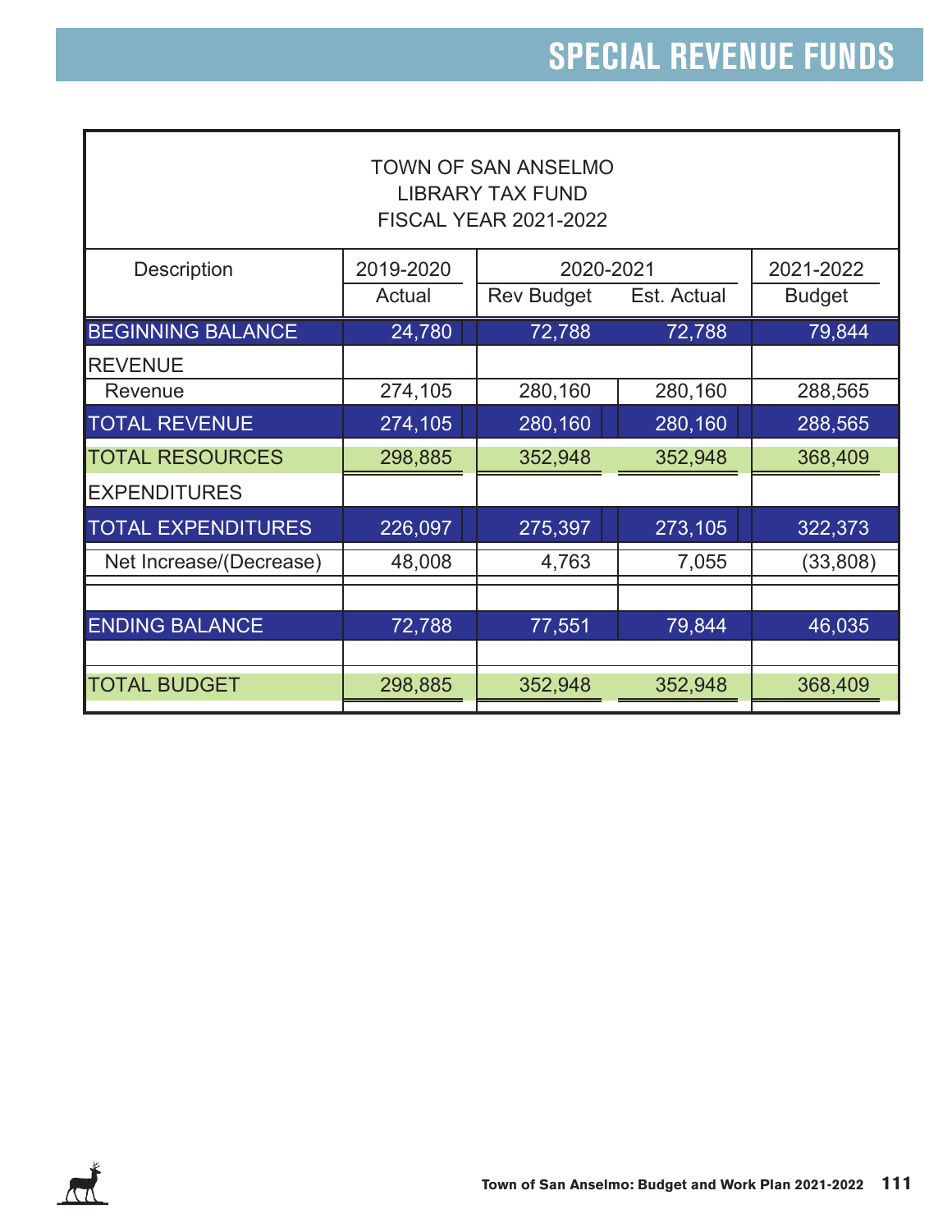# SPECIAL REVENUE FUNDS

TOWN OF SAN ANSELMO
LIBRARY TAX FUND
FISCAL YEAR 2021-2022

| Description | 2019-2020 | 2020-2021 | | 2021-2022 |
|---|---|---|---|---|
| | Actual | Rev Budget | Est. Actual | Budget |
| BEGINNING BALANCE | 24,780 | 72,788 | 72,788 | 79,844 |
| REVENUE | | | | |
| Revenue | 274,105 | 280,160 | 280,160 | 288,565 |
| TOTAL REVENUE | 274,105 | 280,160 | 280,160 | 288,565 |
| TOTAL RESOURCES | 298,885 | 352,948 | 352,948 | 368,409 |
| EXPENDITURES | | | | |
| TOTAL EXPENDITURES | 226,097 | 275,397 | 273,105 | 322,373 |
| Net Increase/(Decrease) | 48,008 | 4,763 | 7,055 | (33,808) |
| ENDING BALANCE | 72,788 | 77,551 | 79,844 | 46,035 |
| TOTAL BUDGET | 298,885 | 352,948 | 352,948 | 368,409 |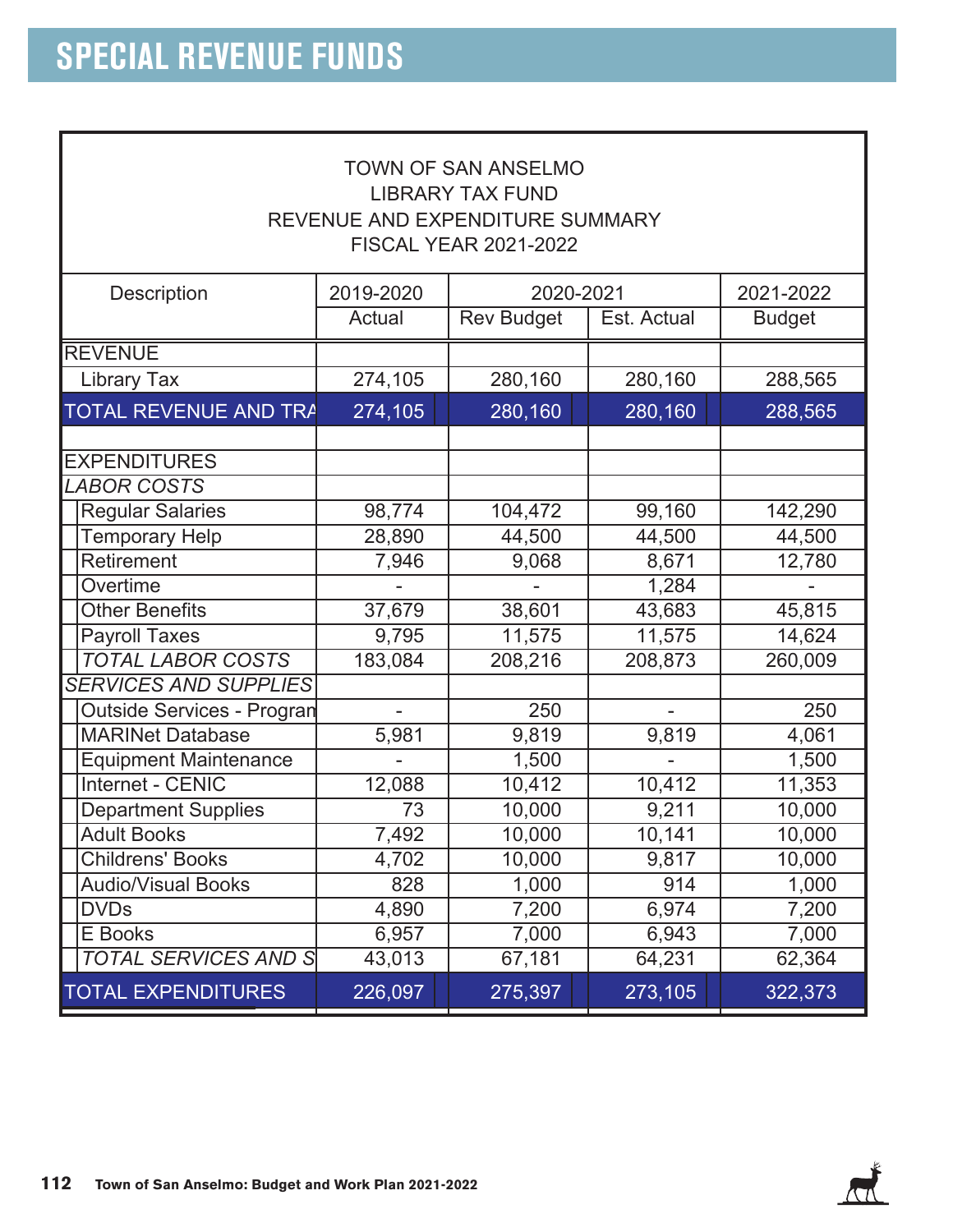# SPECIAL REVENUE FUNDS

TOWN OF SAN ANSELMO
LIBRARY TAX FUND
REVENUE AND EXPENDITURE SUMMARY
FISCAL YEAR 2021-2022

| Description | 2019-2020 | 2020-2021 | | 2021-2022 |
|---|---|---|---|---|
| | Actual | Rev Budget | Est. Actual | Budget |
| REVENUE | | | | |
| Library Tax | 274,105 | 280,160 | 280,160 | 288,565 |
| TOTAL REVENUE AND TRA | 274,105 | 280,160 | 280,160 | 288,565 |
| | | | | |
| EXPENDITURES | | | | |
| *LABOR COSTS* | | | | |
| Regular Salaries | 98,774 | 104,472 | 99,160 | 142,290 |
| Temporary Help | 28,890 | 44,500 | 44,500 | 44,500 |
| Retirement | 7,946 | 9,068 | 8,671 | 12,780 |
| Overtime | - | - | 1,284 | - |
| Other Benefits | 37,679 | 38,601 | 43,683 | 45,815 |
| Payroll Taxes | 9,795 | 11,575 | 11,575 | 14,624 |
| *TOTAL LABOR COSTS* | 183,084 | 208,216 | 208,873 | 260,009 |
| *SERVICES AND SUPPLIES* | | | | |
| Outside Services - Progran | - | 250 | - | 250 |
| MARINet Database | 5,981 | 9,819 | 9,819 | 4,061 |
| Equipment Maintenance | - | 1,500 | - | 1,500 |
| Internet - CENIC | 12,088 | 10,412 | 10,412 | 11,353 |
| Department Supplies | 73 | 10,000 | 9,211 | 10,000 |
| Adult Books | 7,492 | 10,000 | 10,141 | 10,000 |
| Childrens' Books | 4,702 | 10,000 | 9,817 | 10,000 |
| Audio/Visual Books | 828 | 1,000 | 914 | 1,000 |
| DVDs | 4,890 | 7,200 | 6,974 | 7,200 |
| E Books | 6,957 | 7,000 | 6,943 | 7,000 |
| *TOTAL SERVICES AND S* | 43,013 | 67,181 | 64,231 | 62,364 |
| TOTAL EXPENDITURES | 226,097 | 275,397 | 273,105 | 322,373 |